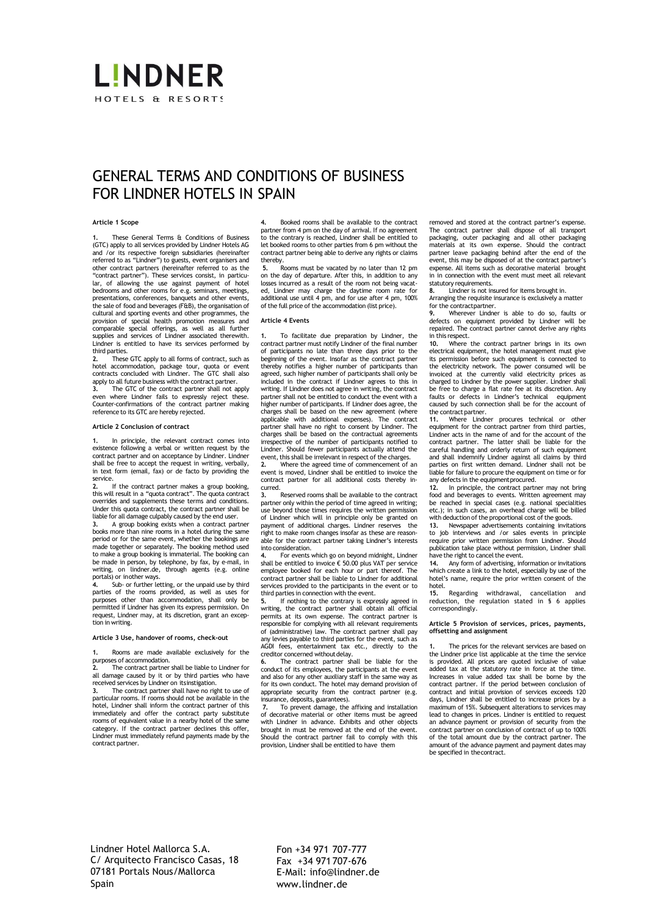# LINDNER

HOTELS & RESORTS

# GENERAL TERMS AND CONDITIONS OF BUSINESS FOR LINDNER HOTELS IN SPAIN

**Article 1 Scope**

**1.** These General Terms & Conditions of Business (GTC) apply to all services provided by Lindner Hotels AG and /or its respective foreign subsidiaries (hereinafter referred to as "Lindner") to guests, event organisers and other contract partners (hereinafter referred to as the "contract partner"). These services consist, in particular, of allowing the use against payment of hotel bedrooms and other rooms for e.g. seminars, meetings, presentations, conferences, banquets and other events, the sale of food and beverages (F&B), the organisation of cultural and sporting events and other programmes, the provision of special health promotion measures and comparable special offerings, as well as all further supplies and services of Lindner associated therewith. Lindner is entitled to have its services performed by third parties.

**2.** These GTC apply to all forms of contract, such as hotel accommodation, package tour, quota or event contracts concluded with Lindner. The GTC shall also apply to all future business with the contract partner.

**3.** The GTC of the contract partner shall not apply even where Lindner fails to expressly reject these. Counter-confirmations of the contract partner making reference to its GTC are hereby rejected.

**Article 2 Conclusion of contract**

**1.** In principle, the relevant contract comes into existence following a verbal or written request by the contract partner and on acceptance by Lindner. Lindner shall be free to accept the request in writing, verbally, in text form (email, fax) or de facto by providing the service.

**2.** If the contract partner makes a group booking, this will result in a "quota contract". The quota contract overrides and supplements these terms and conditions. Under this quota contract, the contract partner shall be liable for all damage culpably caused by the end user.

**3.** A group booking exists when a contract partner books more than nine rooms in a hotel during the same period or for the same event, whether the bookings are made together or separately. The booking method used to make a group booking is immaterial. The booking can be made in person, by telephone, by fax, by e-mail, in writing, on lindner.de, through agents (e.g. online portals) or in other ways.

**4.** Sub- or further letting, or the unpaid use by third parties of the rooms provided, as well as uses for purposes other than accommodation, shall only be permitted if Lindner has given its express permission. On request, Lindner may, at its discretion, grant an exception in writing.

**Article 3 Use, handover of rooms, check-out**

**1.** Rooms are made available exclusively for the purposes of accommodation.

**2.** The contract partner shall be liable to Lindner for all damage caused by it or by third parties who have received services by Lindner on its instigation.

**3.** The contract partner shall have no right to use of particular rooms. If rooms should not be available in the hotel, Lindner shall inform the contract partner of this immediately and offer the contract party substitute rooms of equivalent value in a nearby hotel of the same category. If the contract partner declines this offer, Lindner must immediately refund payments made by the contract partner.

**4.** Booked rooms shall be available to the contract partner from 4 pm on the day of arrival. If no agreement to the contrary is reached, Lindner shall be entitled to let booked rooms to other parties from 6 pm without the contract partner being able to derive any rights or claims thereby.

**5.** Rooms must be vacated by no later than 12 pm on the day of departure. After this, in addition to any losses incurred as a result of the room not being vacated, Lindner may charge the daytime room rate for additional use until 4 pm, and for use after 4 pm, 100% of the full price of the accommodation (list price).

**Article 4 Events**

**1.** To facilitate due preparation by Lindner, the contract partner must notify Lindner of the final number of participants no late than three days prior to the beginning of the event. Insofar as the contract partner thereby notifies a higher number of participants than agreed, such higher number of participants shall only be included in the contract if Lindner agrees to this in writing. If Lindner does not agree in writing, the contract partner shall not be entitled to conduct the event with a higher number of participants. If Lindner does agree, the charges shall be based on the new agreement (where applicable with additional expenses). The contract partner shall have no right to consent by Lindner. The charges shall be based on the contractual agreements irrespective of the number of participants notified to Lindner. Should fewer participants actually attend the event, this shall be irrelevant in respect of the charges.

**2.** Where the agreed time of commencement of an event is moved, Lindner shall be entitled to invoice the contract partner for all additional costs thereby incurred.

**3.** Reserved rooms shall be available to the contract partner only within the period of time agreed in writing; use beyond those times requires the written permission of Lindner which will in principle only be granted on payment of additional charges. Lindner reserves the right to make room changes insofar as these are reasonable for the contract partner taking Lindner's interests into consideration.

**4.** For events which go on beyond midnight, Lindner shall be entitled to invoice € 50.00 plus VAT per service employee booked for each hour or part thereof. The contract partner shall be liable to Lindner for additional services provided to the participants in the event or to third parties in connection with the event.

**5.** If nothing to the contrary is expressly agreed in writing, the contract partner shall obtain all official permits at its own expense. The contract partner is responsible for complying with all relevant requirements of (administrative) law. The contract partner shall pay any levies payable to third parties for the event, such as AGDI fees, entertainment tax etc., directly to the creditor concerned without delay.

**6.** The contract partner shall be liable for the conduct of its employees, the participants at the event and also for any other auxiliary staff in the same way as for its own conduct. The hotel may demand provision of appropriate security from the contract partner (e.g. insurance, deposits, guarantees).

**7.** To prevent damage, the affixing and installation of decorative material or other items must be agreed with Lindner in advance. Exhibits and other objects brought in must be removed at the end of the event. Should the contract partner fail to comply with this provision, Lindner shall be entitled to have them removed and stored at the contract partner's expense. The contract partner shall dispose of all transport packaging, outer packaging and all other packaging materials at its own expense. Should the contract partner leave packaging behind after the end of the event, this may be disposed of at the contract partner's expense. All items such as decorative material brought in in connection with the event must meet all relevant statutory requirements.

**8.** Lindner is not insured for items brought in. Arranging the requisite insurance is exclusively a matter for the contract partner.

**9.** Wherever Lindner is able to do so, faults or defects on equipment provided by Lindner will be repaired. The contract partner cannot derive any rights in this respect.

**10.** Where the contract partner brings in its own electrical equipment, the hotel management must give its permission before such equipment is connected to the electricity network. The power consumed will be invoiced at the currently valid electricity prices as charged to Lindner by the power supplier. Lindner shall be free to charge a flat rate fee at its discretion. Any faults or defects in Lindner's technical equipment caused by such connection shall be for the account of the contract partner.

**11.** Where Lindner procures technical or other equipment for the contract partner from third parties, Lindner acts in the name of and for the account of the contract partner. The latter shall be liable for the careful handling and orderly return of such equipment and shall indemnify Lindner against all claims by third parties on first written demand. Lindner shall not be liable for failure to procure the equipment on time or for any defects in the equipment procured.

**12.** In principle, the contract partner may not bring food and beverages to events. Written agreement may be reached in special cases (e.g. national specialities etc.); in such cases, an overhead charge will be billed with deduction of the proportional cost of the goods.

**13.** Newspaper advertisements containing invitations to job interviews and /or sales events in principle require prior written permission from Lindner. Should publication take place without permission, Lindner shall have the right to cancel the event.

**14.** Any form of advertising, information or invitations which create a link to the hotel, especially by use of the hotel's name, require the prior written consent of the hotel.

**15.** Regarding withdrawal, cancellation and reduction, the regulation stated in § 6 applies correspondingly.

**Article 5 Provision of services, prices, payments, offsetting and assignment**

**1.** The prices for the relevant services are based on the Lindner price list applicable at the time the service is provided. All prices are quoted inclusive of value added tax at the statutory rate in force at the time. Increases in value added tax shall be borne by the contract partner. If the period between conclusion of contract and initial provision of services exceeds 120 days, Lindner shall be entitled to increase prices by a maximum of 15%. Subsequent alterations to services may lead to changes in prices. Lindner is entitled to request an advance payment or provision of security from the contract partner on conclusion of contract of up to 100% of the total amount due by the contract partner. The amount of the advance payment and payment dates may be specified in the contract.

Lindner Hotel Mallorca S.A.
C/ Arquitecto Francisco Casas, 18
07181 Portals Nous/Mallorca
Spain

Fon +34 971 707-777
Fax +34 971 707-676
E-Mail: info@lindner.de
www.lindner.de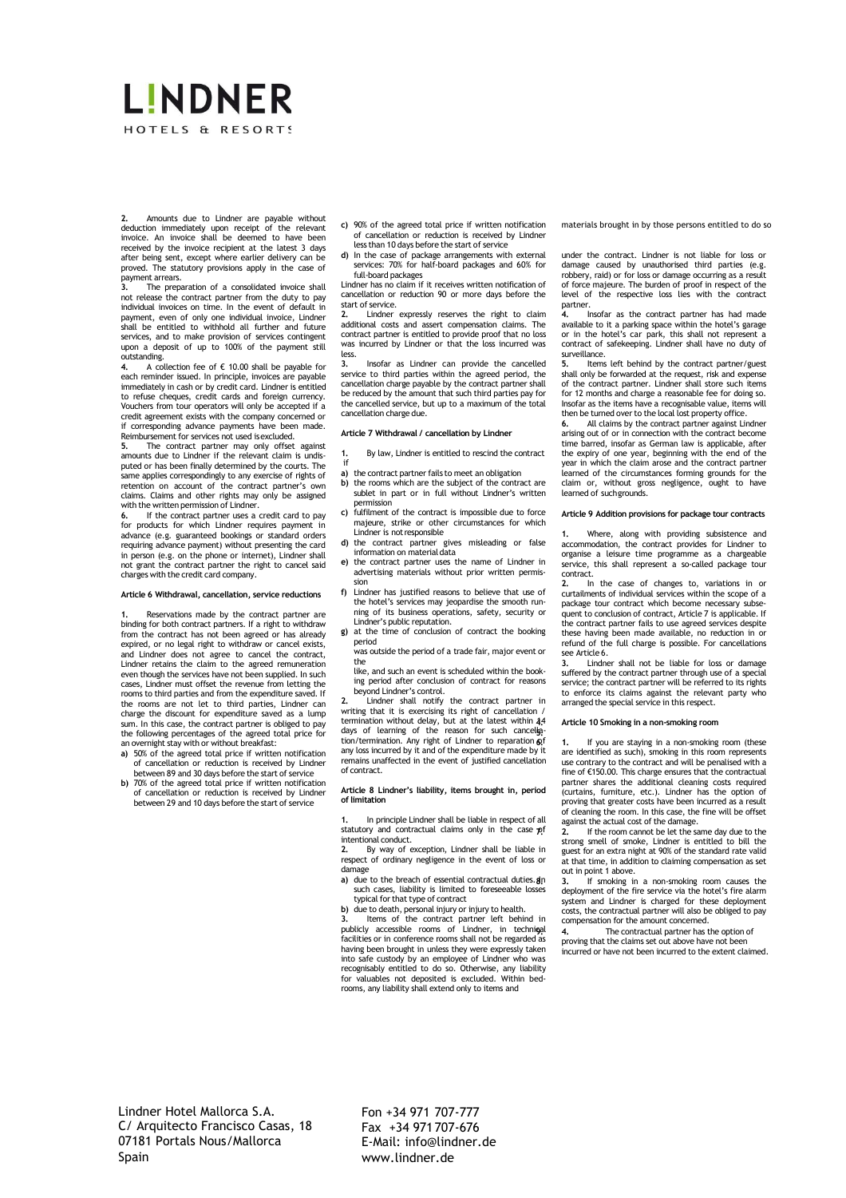**2.** Amounts due to Lindner are payable without deduction immediately upon receipt of the relevant invoice. An invoice shall be deemed to have been received by the invoice recipient at the latest 3 days after being sent, except where earlier delivery can be proved. The statutory provisions apply in the case of payment arrears.

**3.** The preparation of a consolidated invoice shall not release the contract partner from the duty to pay individual invoices on time. In the event of default in payment, even of only one individual invoice, Lindner shall be entitled to withhold all further and future services, and to make provision of services contingent upon a deposit of up to 100% of the payment still outstanding.

**4.** A collection fee of € 10.00 shall be payable for each reminder issued. In principle, invoices are payable immediately in cash or by credit card. Lindner is entitled to refuse cheques, credit cards and foreign currency. Vouchers from tour operators will only be accepted if a credit agreement exists with the company concerned or if corresponding advance payments have been made. Reimbursement for services not used is excluded.

**5.** The contract partner may only offset against amounts due to Lindner if the relevant claim is undisputed or has been finally determined by the courts. The same applies correspondingly to any exercise of rights of retention on account of the contract partner's own claims. Claims and other rights may only be assigned with the written permission of Lindner.

**6.** If the contract partner uses a credit card to pay for products for which Lindner requires payment in advance (e.g. guaranteed bookings or standard orders requiring advance payment) without presenting the card in person (e.g. on the phone or internet), Lindner shall not grant the contract partner the right to cancel said charges with the credit card company.

#### Article 6 Withdrawal, cancellation, service reductions

**1.** Reservations made by the contract partner are binding for both contract partners. If a right to withdraw from the contract has not been agreed or has already expired, or no legal right to withdraw or cancel exists, and Lindner does not agree to cancel the contract, Lindner retains the claim to the agreed remuneration even though the services have not been supplied. In such cases, Lindner must offset the revenue from letting the rooms to third parties and from the expenditure saved. If the rooms are not let to third parties, Lindner can charge the discount for expenditure saved as a lump sum. In this case, the contract partner is obliged to pay the following percentages of the agreed total price for an overnight stay with or without breakfast:

- **a)** 50% of the agreed total price if written notification of cancellation or reduction is received by Lindner between 89 and 30 days before the start of service
- **b)** 70% of the agreed total price if written notification of cancellation or reduction is received by Lindner between 29 and 10 days before the start of service
- **c)** 90% of the agreed total price if written notification of cancellation or reduction is received by Lindner less than 10 days before the start of service
- **d)** In the case of package arrangements with external services: 70% for half-board packages and 60% for full-board packages

Lindner has no claim if it receives written notification of cancellation or reduction 90 or more days before the start of service.

**2.** Lindner expressly reserves the right to claim additional costs and assert compensation claims. The contract partner is entitled to provide proof that no loss was incurred by Lindner or that the loss incurred was less.

**3.** Insofar as Lindner can provide the cancelled service to third parties within the agreed period, the cancellation charge payable by the contract partner shall be reduced by the amount that such third parties pay for the cancelled service, but up to a maximum of the total cancellation charge due.

#### Article 7 Withdrawal / cancellation by Lindner

**1.** By law, Lindner is entitled to rescind the contract if

- **a)** the contract partner fails to meet an obligation
- **b)** the rooms which are the subject of the contract are sublet in part or in full without Lindner's written permission
- **c)** fulfilment of the contract is impossible due to force majeure, strike or other circumstances for which Lindner is not responsible
- **d)** the contract partner gives misleading or false information on material data
- **e)** the contract partner uses the name of Lindner in advertising materials without prior written permission
- **f)** Lindner has justified reasons to believe that use of the hotel's services may jeopardise the smooth running of its business operations, safety, security or Lindner's public reputation.
- **g)** at the time of conclusion of contract the booking period was outside the period of a trade fair, major event or the like, and such an event is scheduled within the booking period after conclusion of contract for reasons beyond Lindner's control.

**2.** Lindner shall notify the contract partner in writing that it is exercising its right of cancellation / termination without delay, but at the latest within 14 days of learning of the reason for such cancellation/termination. Any right of Lindner to reparation of any loss incurred by it and of the expenditure made by it remains unaffected in the event of justified cancellation of contract.

#### Article 8 Lindner's liability, items brought in, period of limitation

**1.** In principle Lindner shall be liable in respect of all statutory and contractual claims only in the case of intentional conduct.

**2.** By way of exception, Lindner shall be liable in respect of ordinary negligence in the event of loss or damage

- **a)** due to the breach of essential contractual duties. In such cases, liability is limited to foreseeable losses typical for that type of contract
- **b)** due to death, personal injury or injury to health.

**3.** Items of the contract partner left behind in publicly accessible rooms of Lindner, in technical facilities or in conference rooms shall not be regarded as having been brought in unless they were expressly taken into safe custody by an employee of Lindner who was recognisably entitled to do so. Otherwise, any liability for valuables not deposited is excluded. Within bedrooms, any liability shall extend only to items and materials brought in by those persons entitled to do so under the contract. Lindner is not liable for loss or damage caused by unauthorised third parties (e.g. robbery, raid) or for loss or damage occurring as a result of force majeure. The burden of proof in respect of the level of the respective loss lies with the contract partner.

**4.** Insofar as the contract partner has had made available to it a parking space within the hotel's garage or in the hotel's car park, this shall not represent a contract of safekeeping. Lindner shall have no duty of surveillance.

**5.** Items left behind by the contract partner/guest shall only be forwarded at the request, risk and expense of the contract partner. Lindner shall store such items for 12 months and charge a reasonable fee for doing so. Insofar as the items have a recognisable value, items will then be turned over to the local lost property office.

**6.** All claims by the contract partner against Lindner arising out of or in connection with the contract become time barred, insofar as German law is applicable, after the expiry of one year, beginning with the end of the year in which the claim arose and the contract partner learned of the circumstances forming grounds for the claim or, without gross negligence, ought to have learned of such grounds.

#### Article 9 Addition provisions for package tour contracts

**1.** Where, along with providing subsistence and accommodation, the contract provides for Lindner to organise a leisure time programme as a chargeable service, this shall represent a so-called package tour contract.

**2.** In the case of changes to, variations in or curtailments of individual services within the scope of a package tour contract which become necessary subsequent to conclusion of contract, Article 7 is applicable. If the contract partner fails to use agreed services despite these having been made available, no reduction in or refund of the full charge is possible. For cancellations see Article 6.

**3.** Lindner shall not be liable for loss or damage suffered by the contract partner through use of a special service; the contract partner will be referred to its rights to enforce its claims against the relevant party who arranged the special service in this respect.

#### Article 10 Smoking in a non-smoking room

**1.** If you are staying in a non-smoking room (these are identified as such), smoking in this room represents use contrary to the contract and will be penalised with a fine of €150.00. This charge ensures that the contractual partner shares the additional cleaning costs required (curtains, furniture, etc.). Lindner has the option of proving that greater costs have been incurred as a result of cleaning the room. In this case, the fine will be offset against the actual cost of the damage.

**2.** If the room cannot be let the same day due to the strong smell of smoke, Lindner is entitled to bill the guest for an extra night at 90% of the standard rate valid at that time, in addition to claiming compensation as set out in point 1 above.

**3.** If smoking in a non-smoking room causes the deployment of the fire service via the hotel's fire alarm system and Lindner is charged for these deployment costs, the contractual partner will also be obliged to pay compensation for the amount concerned.

**4.** The contractual partner has the option of proving that the claims set out above have not been incurred or have not been incurred to the extent claimed.

Lindner Hotel Mallorca S.A.
C/ Arquitecto Francisco Casas, 18
07181 Portals Nous/Mallorca
Spain

Fon +34 971 707-777
Fax +34 971 707-676
E-Mail: info@lindner.de
www.lindner.de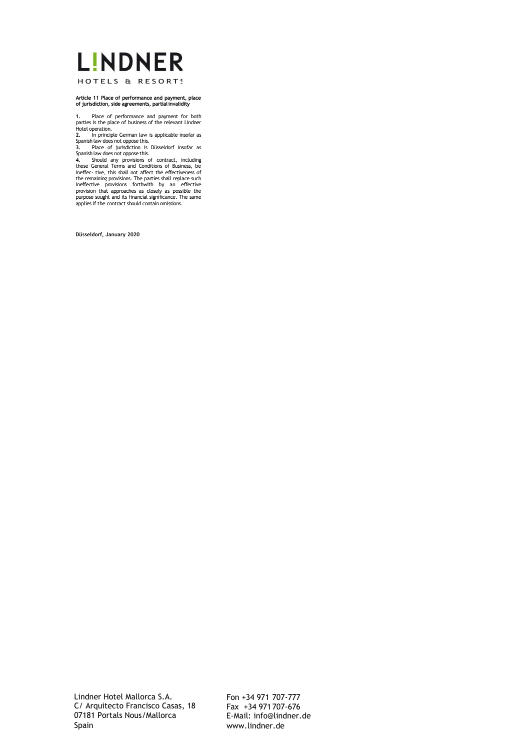**Article 11 Place of performance and payment, place of jurisdiction, side agreements, partial invalidity**

**1.** Place of performance and payment for both parties is the place of business of the relevant Lindner Hotel operation.

**2.** In principle German law is applicable insofar as Spanish law does not oppose this.

**3.** Place of jurisdiction is Düsseldorf insofar as Spanish law does not oppose this.

**4.** Should any provisions of contract, including these General Terms and Conditions of Business, be ineffec- tive, this shall not affect the effectiveness of the remaining provisions. The parties shall replace such ineffective provisions forthwith by an effective provision that approaches as closely as possible the purpose sought and its financial significance. The same applies if the contract should contain omissions.

**Düsseldorf, January 2020**

Lindner Hotel Mallorca S.A.
C/ Arquitecto Francisco Casas, 18
07181 Portals Nous/Mallorca
Spain

Fon +34 971 707-777
Fax +34 971 707-676
E-Mail: info@lindner.de
www.lindner.de